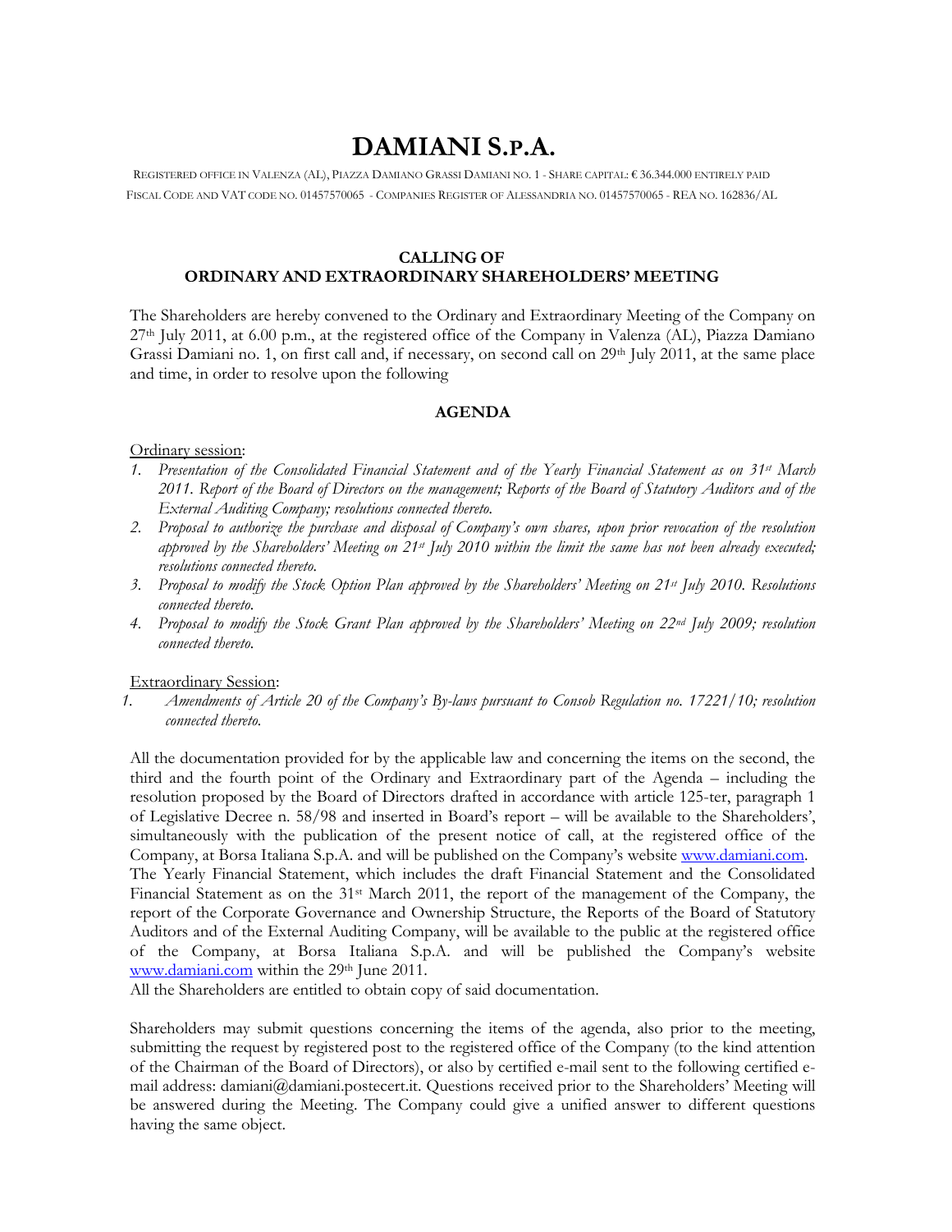# DAMIANI S.P.A.

REGISTERED OFFICE IN VALENZA (AL), PIAZZA DAMIANO GRASSI DAMIANI NO. 1 - SHARE CAPITAL: € 36.344.000 ENTIRELY PAID
FISCAL CODE AND VAT CODE NO. 01457570065 - COMPANIES REGISTER OF ALESSANDRIA NO. 01457570065 - REA NO. 162836/AL

**CALLING OF**
**ORDINARY AND EXTRAORDINARY SHAREHOLDERS' MEETING**

The Shareholders are hereby convened to the Ordinary and Extraordinary Meeting of the Company on 27th July 2011, at 6.00 p.m., at the registered office of the Company in Valenza (AL), Piazza Damiano Grassi Damiani no. 1, on first call and, if necessary, on second call on 29th July 2011, at the same place and time, in order to resolve upon the following

**AGENDA**

Ordinary session:

1. *Presentation of the Consolidated Financial Statement and of the Yearly Financial Statement as on 31st March 2011. Report of the Board of Directors on the management; Reports of the Board of Statutory Auditors and of the External Auditing Company; resolutions connected thereto.*
2. *Proposal to authorize the purchase and disposal of Company's own shares, upon prior revocation of the resolution approved by the Shareholders' Meeting on 21st July 2010 within the limit the same has not been already executed; resolutions connected thereto.*
3. *Proposal to modify the Stock Option Plan approved by the Shareholders' Meeting on 21st July 2010. Resolutions connected thereto.*
4. *Proposal to modify the Stock Grant Plan approved by the Shareholders' Meeting on 22nd July 2009; resolution connected thereto.*

Extraordinary Session:

1. *Amendments of Article 20 of the Company's By-laws pursuant to Consob Regulation no. 17221/10; resolution connected thereto.*

All the documentation provided for by the applicable law and concerning the items on the second, the third and the fourth point of the Ordinary and Extraordinary part of the Agenda – including the resolution proposed by the Board of Directors drafted in accordance with article 125-ter, paragraph 1 of Legislative Decree n. 58/98 and inserted in Board's report – will be available to the Shareholders', simultaneously with the publication of the present notice of call, at the registered office of the Company, at Borsa Italiana S.p.A. and will be published on the Company's website www.damiani.com.
The Yearly Financial Statement, which includes the draft Financial Statement and the Consolidated Financial Statement as on the 31st March 2011, the report of the management of the Company, the report of the Corporate Governance and Ownership Structure, the Reports of the Board of Statutory Auditors and of the External Auditing Company, will be available to the public at the registered office of the Company, at Borsa Italiana S.p.A. and will be published the Company's website www.damiani.com within the 29th June 2011.
All the Shareholders are entitled to obtain copy of said documentation.

Shareholders may submit questions concerning the items of the agenda, also prior to the meeting, submitting the request by registered post to the registered office of the Company (to the kind attention of the Chairman of the Board of Directors), or also by certified e-mail sent to the following certified e-mail address: damiani@damiani.postecert.it. Questions received prior to the Shareholders' Meeting will be answered during the Meeting. The Company could give a unified answer to different questions having the same object.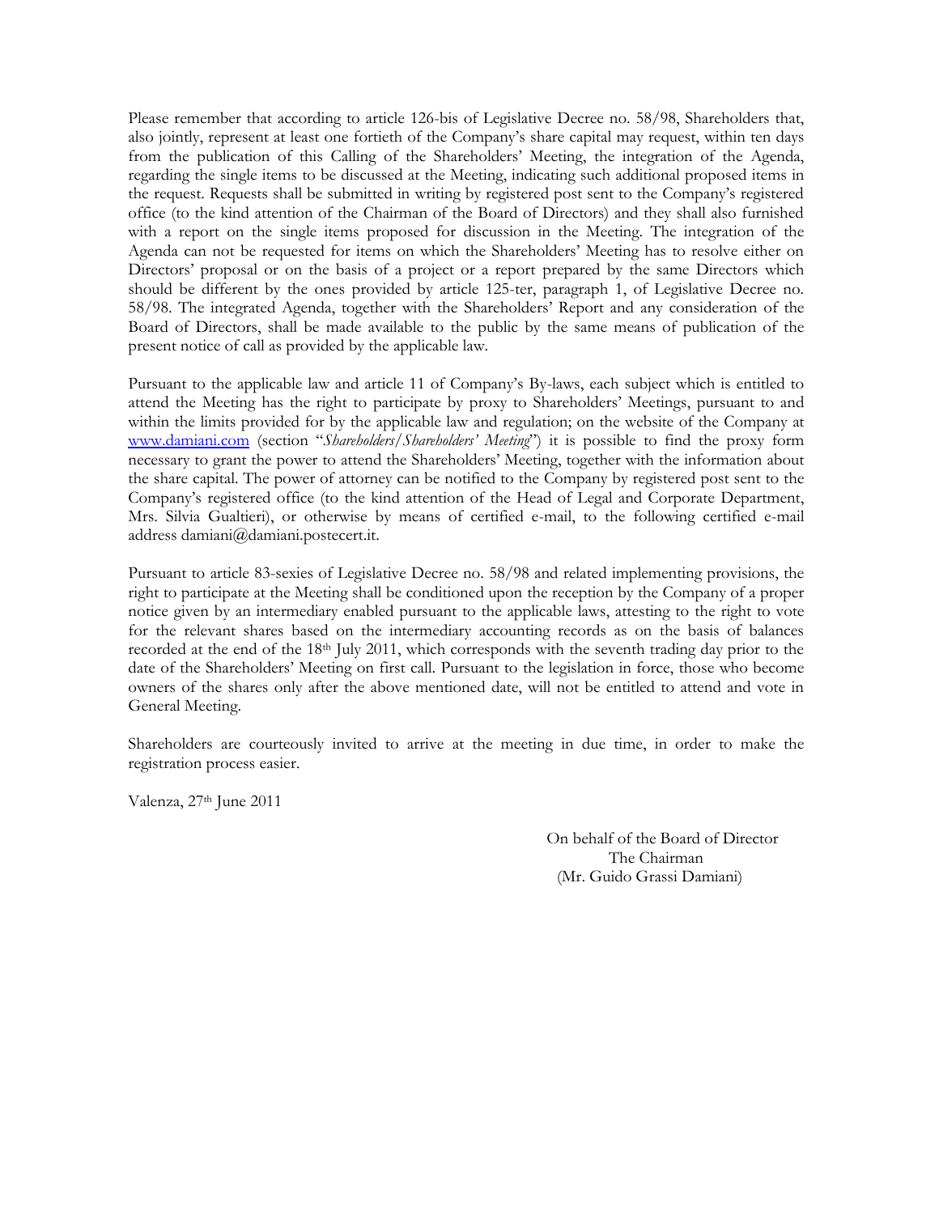Please remember that according to article 126-bis of Legislative Decree no. 58/98, Shareholders that, also jointly, represent at least one fortieth of the Company's share capital may request, within ten days from the publication of this Calling of the Shareholders' Meeting, the integration of the Agenda, regarding the single items to be discussed at the Meeting, indicating such additional proposed items in the request. Requests shall be submitted in writing by registered post sent to the Company's registered office (to the kind attention of the Chairman of the Board of Directors) and they shall also furnished with a report on the single items proposed for discussion in the Meeting. The integration of the Agenda can not be requested for items on which the Shareholders' Meeting has to resolve either on Directors' proposal or on the basis of a project or a report prepared by the same Directors which should be different by the ones provided by article 125-ter, paragraph 1, of Legislative Decree no. 58/98. The integrated Agenda, together with the Shareholders' Report and any consideration of the Board of Directors, shall be made available to the public by the same means of publication of the present notice of call as provided by the applicable law.

Pursuant to the applicable law and article 11 of Company's By-laws, each subject which is entitled to attend the Meeting has the right to participate by proxy to Shareholders' Meetings, pursuant to and within the limits provided for by the applicable law and regulation; on the website of the Company at www.damiani.com (section "*Shareholders/Shareholders' Meeting*") it is possible to find the proxy form necessary to grant the power to attend the Shareholders' Meeting, together with the information about the share capital. The power of attorney can be notified to the Company by registered post sent to the Company's registered office (to the kind attention of the Head of Legal and Corporate Department, Mrs. Silvia Gualtieri), or otherwise by means of certified e-mail, to the following certified e-mail address damiani@damiani.postecert.it.

Pursuant to article 83-sexies of Legislative Decree no. 58/98 and related implementing provisions, the right to participate at the Meeting shall be conditioned upon the reception by the Company of a proper notice given by an intermediary enabled pursuant to the applicable laws, attesting to the right to vote for the relevant shares based on the intermediary accounting records as on the basis of balances recorded at the end of the 18th July 2011, which corresponds with the seventh trading day prior to the date of the Shareholders' Meeting on first call. Pursuant to the legislation in force, those who become owners of the shares only after the above mentioned date, will not be entitled to attend and vote in General Meeting.

Shareholders are courteously invited to arrive at the meeting in due time, in order to make the registration process easier.

Valenza, 27th June 2011

On behalf of the Board of Director
The Chairman
(Mr. Guido Grassi Damiani)